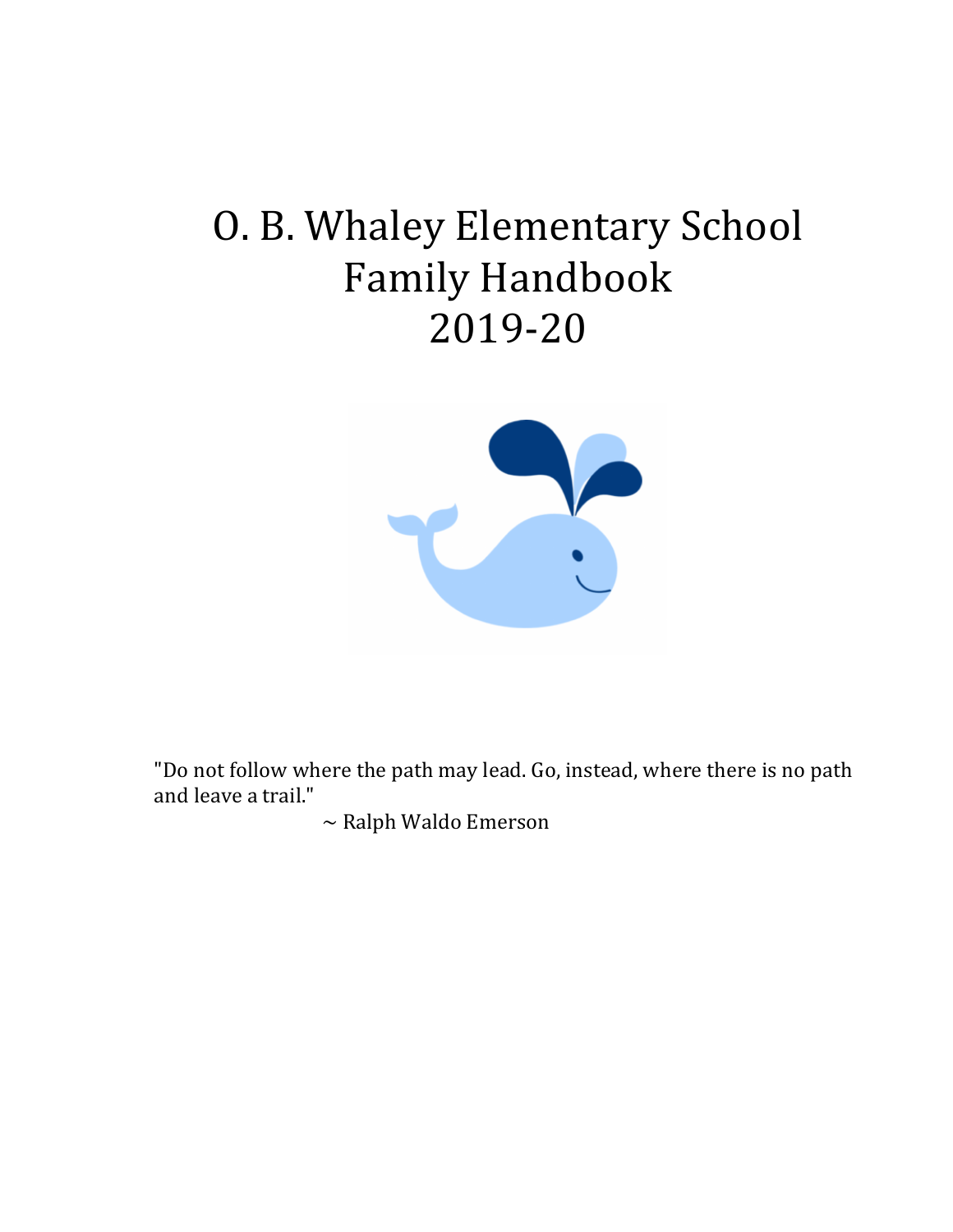# O. B. Whaley Elementary School Family Handbook 2019-20

"Do not follow where the path may lead. Go, instead, where there is no path and leave a trail."

~ Ralph Waldo Emerson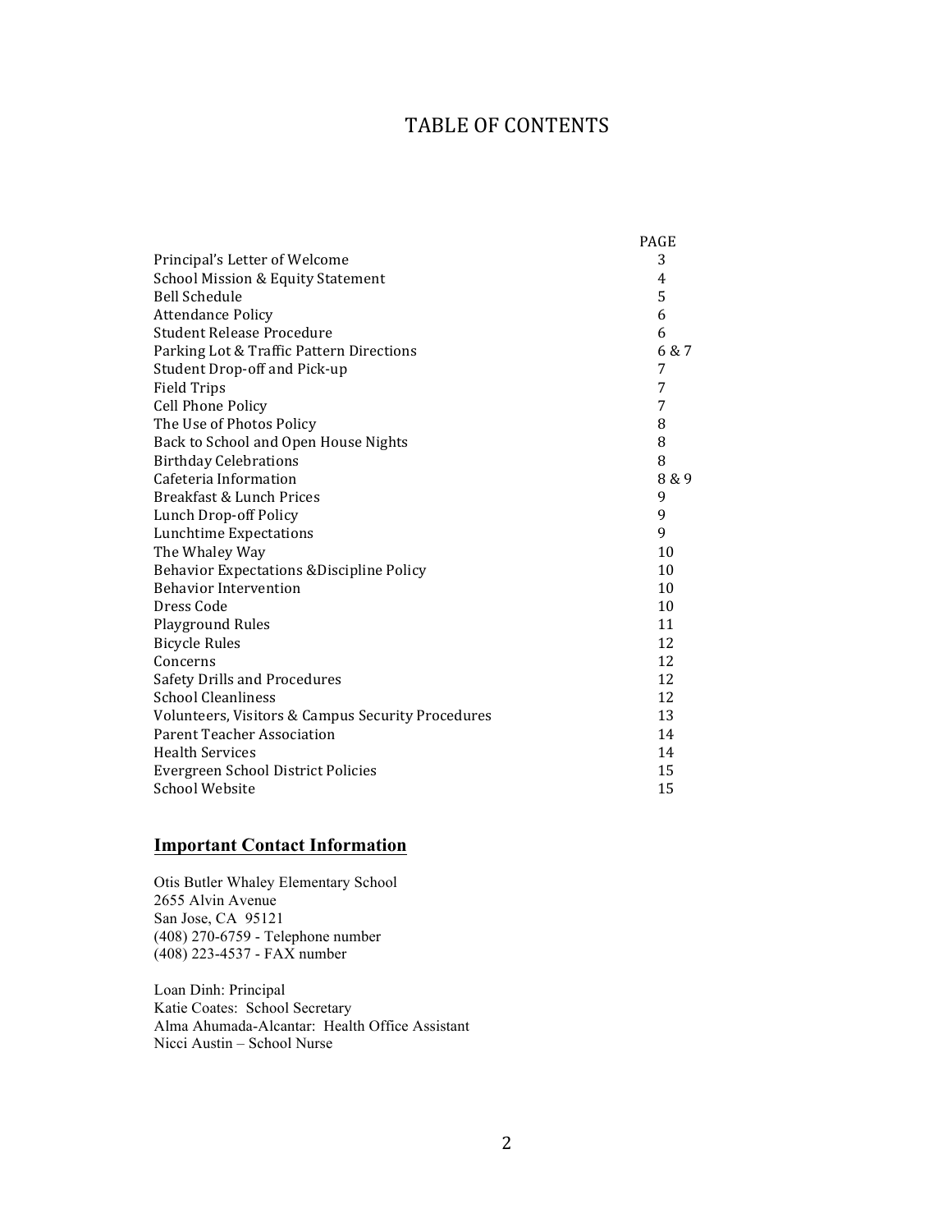# TABLE OF CONTENTS

| | PAGE |
|---|---|
| Principal's Letter of Welcome | 3 |
| School Mission & Equity Statement | 4 |
| Bell Schedule | 5 |
| Attendance Policy | 6 |
| Student Release Procedure | 6 |
| Parking Lot & Traffic Pattern Directions | 6 & 7 |
| Student Drop-off and Pick-up | 7 |
| Field Trips | 7 |
| Cell Phone Policy | 7 |
| The Use of Photos Policy | 8 |
| Back to School and Open House Nights | 8 |
| Birthday Celebrations | 8 |
| Cafeteria Information | 8 & 9 |
| Breakfast & Lunch Prices | 9 |
| Lunch Drop-off Policy | 9 |
| Lunchtime Expectations | 9 |
| The Whaley Way | 10 |
| Behavior Expectations &Discipline Policy | 10 |
| Behavior Intervention | 10 |
| Dress Code | 10 |
| Playground Rules | 11 |
| Bicycle Rules | 12 |
| Concerns | 12 |
| Safety Drills and Procedures | 12 |
| School Cleanliness | 12 |
| Volunteers, Visitors & Campus Security Procedures | 13 |
| Parent Teacher Association | 14 |
| Health Services | 14 |
| Evergreen School District Policies | 15 |
| School Website | 15 |

## Important Contact Information

Otis Butler Whaley Elementary School
2655 Alvin Avenue
San Jose, CA 95121
(408) 270-6759 - Telephone number
(408) 223-4537 - FAX number

Loan Dinh: Principal
Katie Coates: School Secretary
Alma Ahumada-Alcantar: Health Office Assistant
Nicci Austin – School Nurse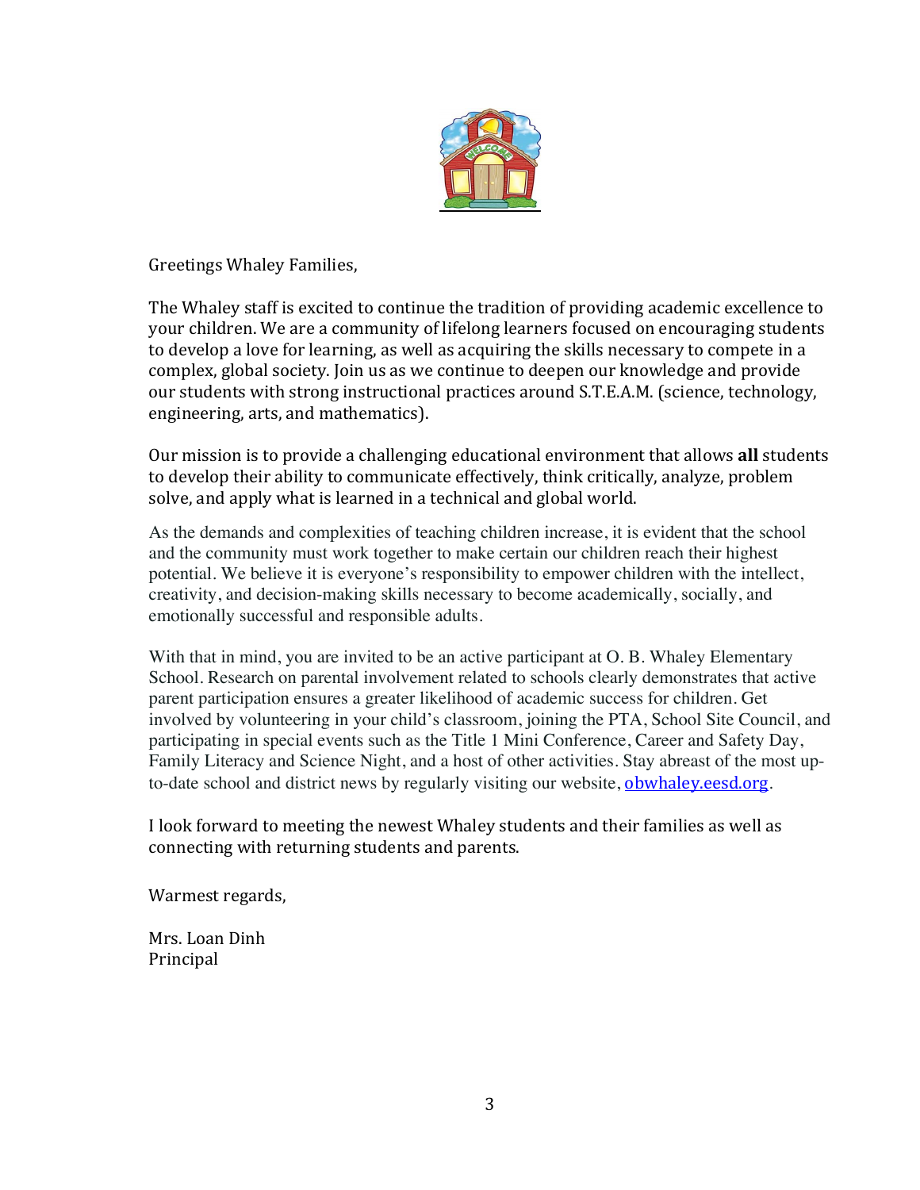Greetings Whaley Families,

The Whaley staff is excited to continue the tradition of providing academic excellence to your children. We are a community of lifelong learners focused on encouraging students to develop a love for learning, as well as acquiring the skills necessary to compete in a complex, global society. Join us as we continue to deepen our knowledge and provide our students with strong instructional practices around S.T.E.A.M. (science, technology, engineering, arts, and mathematics).

Our mission is to provide a challenging educational environment that allows **all** students to develop their ability to communicate effectively, think critically, analyze, problem solve, and apply what is learned in a technical and global world.

As the demands and complexities of teaching children increase, it is evident that the school and the community must work together to make certain our children reach their highest potential. We believe it is everyone's responsibility to empower children with the intellect, creativity, and decision-making skills necessary to become academically, socially, and emotionally successful and responsible adults.

With that in mind, you are invited to be an active participant at O. B. Whaley Elementary School. Research on parental involvement related to schools clearly demonstrates that active parent participation ensures a greater likelihood of academic success for children. Get involved by volunteering in your child's classroom, joining the PTA, School Site Council, and participating in special events such as the Title 1 Mini Conference, Career and Safety Day, Family Literacy and Science Night, and a host of other activities. Stay abreast of the most up-to-date school and district news by regularly visiting our website, [obwhaley.eesd.org](http://obwhaley.eesd.org).

I look forward to meeting the newest Whaley students and their families as well as connecting with returning students and parents.

Warmest regards,

Mrs. Loan Dinh  
Principal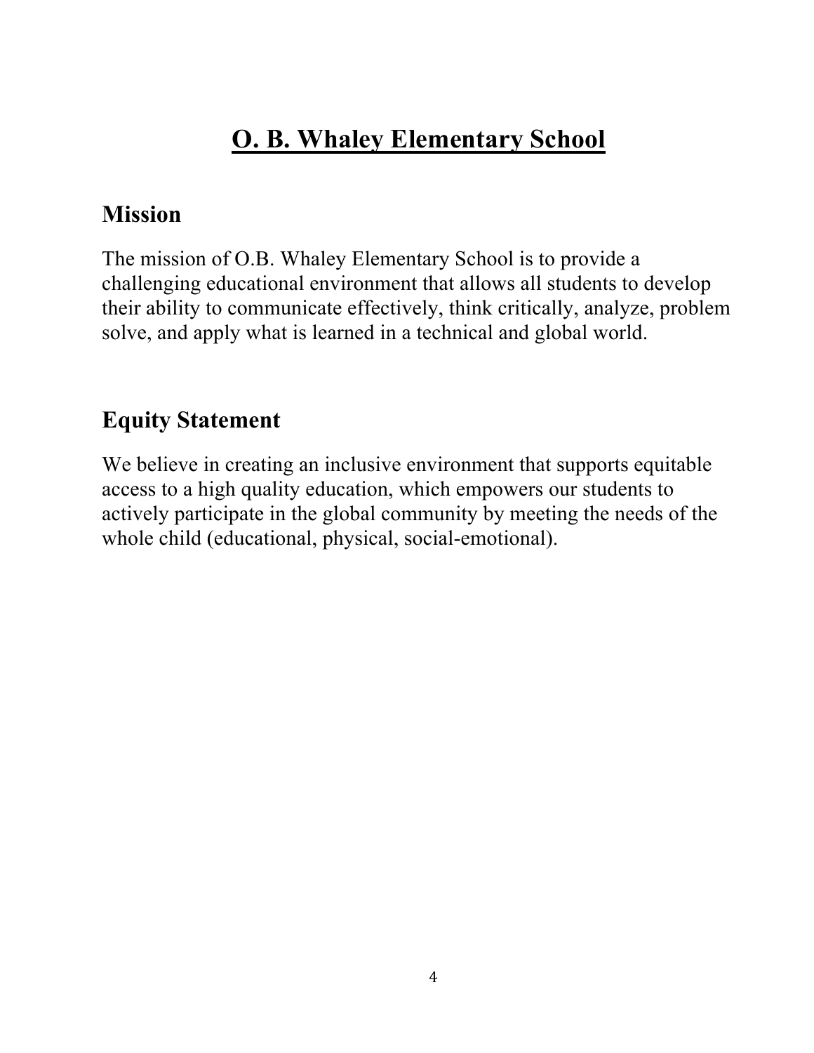# O. B. Whaley Elementary School

## Mission

The mission of O.B. Whaley Elementary School is to provide a challenging educational environment that allows all students to develop their ability to communicate effectively, think critically, analyze, problem solve, and apply what is learned in a technical and global world.

## Equity Statement

We believe in creating an inclusive environment that supports equitable access to a high quality education, which empowers our students to actively participate in the global community by meeting the needs of the whole child (educational, physical, social-emotional).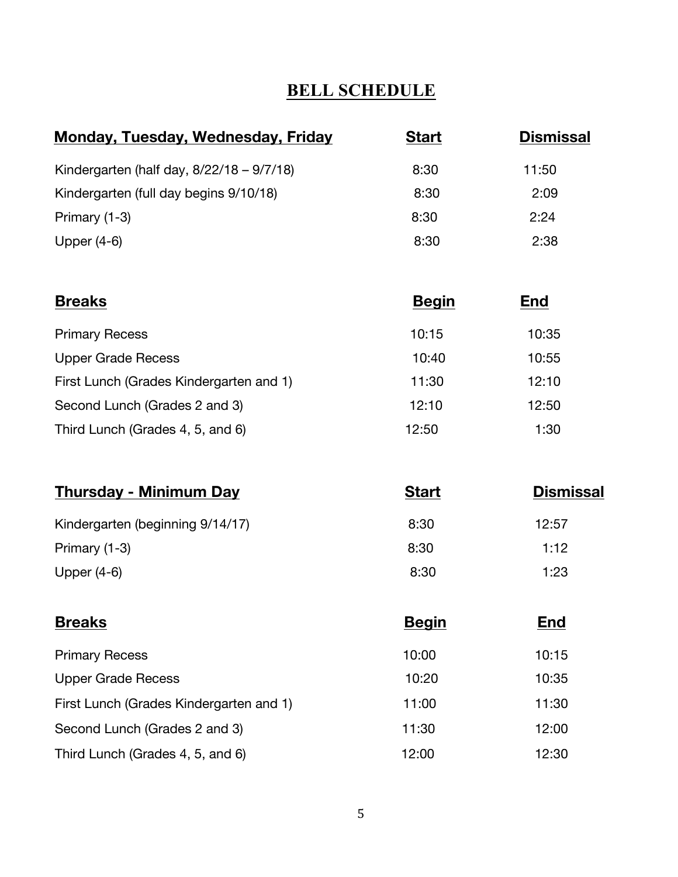# BELL SCHEDULE

| Monday, Tuesday, Wednesday, Friday | Start | Dismissal |
|---|---|---|
| Kindergarten (half day, 8/22/18 – 9/7/18) | 8:30 | 11:50 |
| Kindergarten (full day begins 9/10/18) | 8:30 | 2:09 |
| Primary (1-3) | 8:30 | 2:24 |
| Upper (4-6) | 8:30 | 2:38 |

| Breaks | Begin | End |
|---|---|---|
| Primary Recess | 10:15 | 10:35 |
| Upper Grade Recess | 10:40 | 10:55 |
| First Lunch (Grades Kindergarten and 1) | 11:30 | 12:10 |
| Second Lunch (Grades 2 and 3) | 12:10 | 12:50 |
| Third Lunch (Grades 4, 5, and 6) | 12:50 | 1:30 |

| Thursday - Minimum Day | Start | Dismissal |
|---|---|---|
| Kindergarten (beginning 9/14/17) | 8:30 | 12:57 |
| Primary (1-3) | 8:30 | 1:12 |
| Upper (4-6) | 8:30 | 1:23 |

| Breaks | Begin | End |
|---|---|---|
| Primary Recess | 10:00 | 10:15 |
| Upper Grade Recess | 10:20 | 10:35 |
| First Lunch (Grades Kindergarten and 1) | 11:00 | 11:30 |
| Second Lunch (Grades 2 and 3) | 11:30 | 12:00 |
| Third Lunch (Grades 4, 5, and 6) | 12:00 | 12:30 |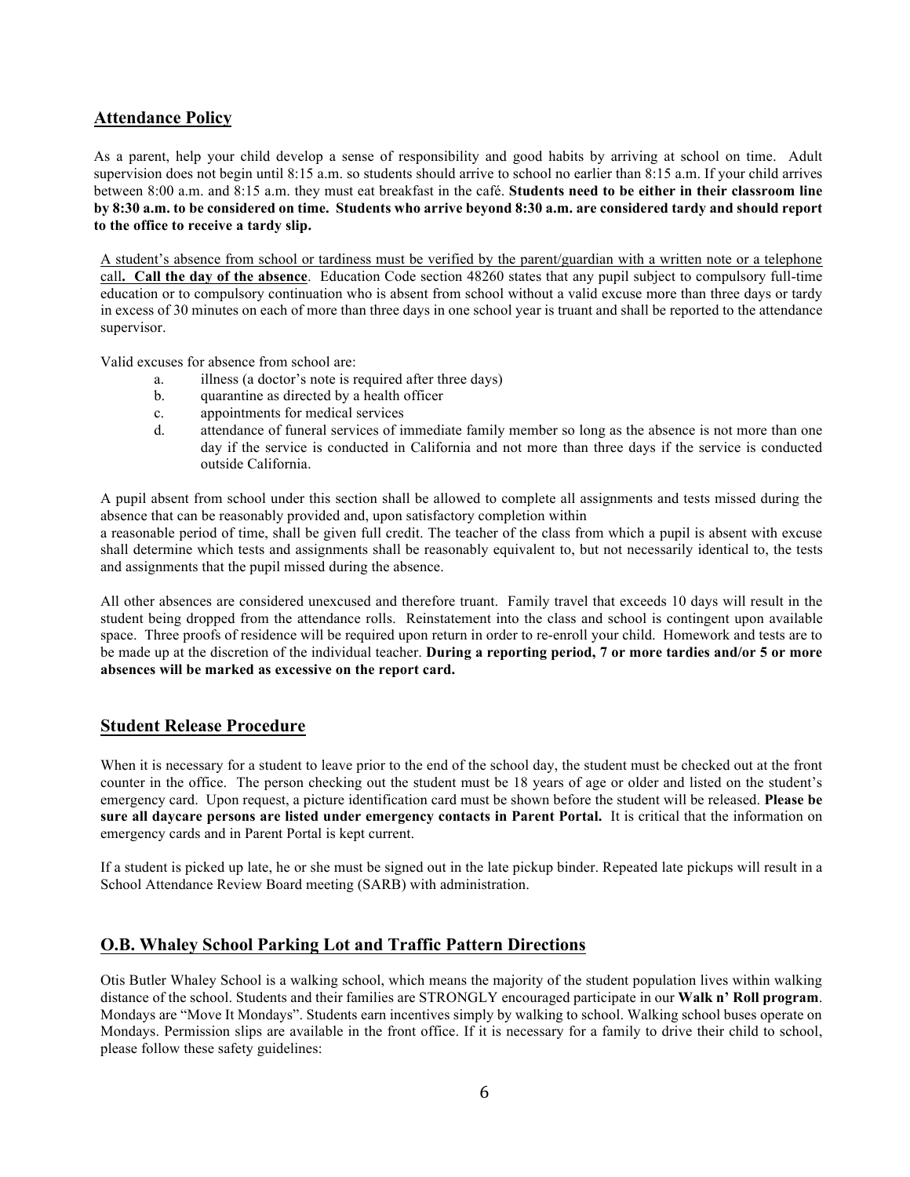## Attendance Policy

As a parent, help your child develop a sense of responsibility and good habits by arriving at school on time. Adult supervision does not begin until 8:15 a.m. so students should arrive to school no earlier than 8:15 a.m. If your child arrives between 8:00 a.m. and 8:15 a.m. they must eat breakfast in the café. **Students need to be either in their classroom line by 8:30 a.m. to be considered on time. Students who arrive beyond 8:30 a.m. are considered tardy and should report to the office to receive a tardy slip.**

A student's absence from school or tardiness must be verified by the parent/guardian with a written note or a telephone call**. Call the day of the absence**. Education Code section 48260 states that any pupil subject to compulsory full-time education or to compulsory continuation who is absent from school without a valid excuse more than three days or tardy in excess of 30 minutes on each of more than three days in one school year is truant and shall be reported to the attendance supervisor.

Valid excuses for absence from school are:

a. illness (a doctor's note is required after three days)
b. quarantine as directed by a health officer
c. appointments for medical services
d. attendance of funeral services of immediate family member so long as the absence is not more than one day if the service is conducted in California and not more than three days if the service is conducted outside California.

A pupil absent from school under this section shall be allowed to complete all assignments and tests missed during the absence that can be reasonably provided and, upon satisfactory completion within
a reasonable period of time, shall be given full credit. The teacher of the class from which a pupil is absent with excuse shall determine which tests and assignments shall be reasonably equivalent to, but not necessarily identical to, the tests and assignments that the pupil missed during the absence.

All other absences are considered unexcused and therefore truant. Family travel that exceeds 10 days will result in the student being dropped from the attendance rolls. Reinstatement into the class and school is contingent upon available space. Three proofs of residence will be required upon return in order to re-enroll your child. Homework and tests are to be made up at the discretion of the individual teacher. **During a reporting period, 7 or more tardies and/or 5 or more absences will be marked as excessive on the report card.**

## Student Release Procedure

When it is necessary for a student to leave prior to the end of the school day, the student must be checked out at the front counter in the office. The person checking out the student must be 18 years of age or older and listed on the student's emergency card. Upon request, a picture identification card must be shown before the student will be released. **Please be sure all daycare persons are listed under emergency contacts in Parent Portal.** It is critical that the information on emergency cards and in Parent Portal is kept current.

If a student is picked up late, he or she must be signed out in the late pickup binder. Repeated late pickups will result in a School Attendance Review Board meeting (SARB) with administration.

## O.B. Whaley School Parking Lot and Traffic Pattern Directions

Otis Butler Whaley School is a walking school, which means the majority of the student population lives within walking distance of the school. Students and their families are STRONGLY encouraged participate in our **Walk n' Roll program**. Mondays are "Move It Mondays". Students earn incentives simply by walking to school. Walking school buses operate on Mondays. Permission slips are available in the front office. If it is necessary for a family to drive their child to school, please follow these safety guidelines: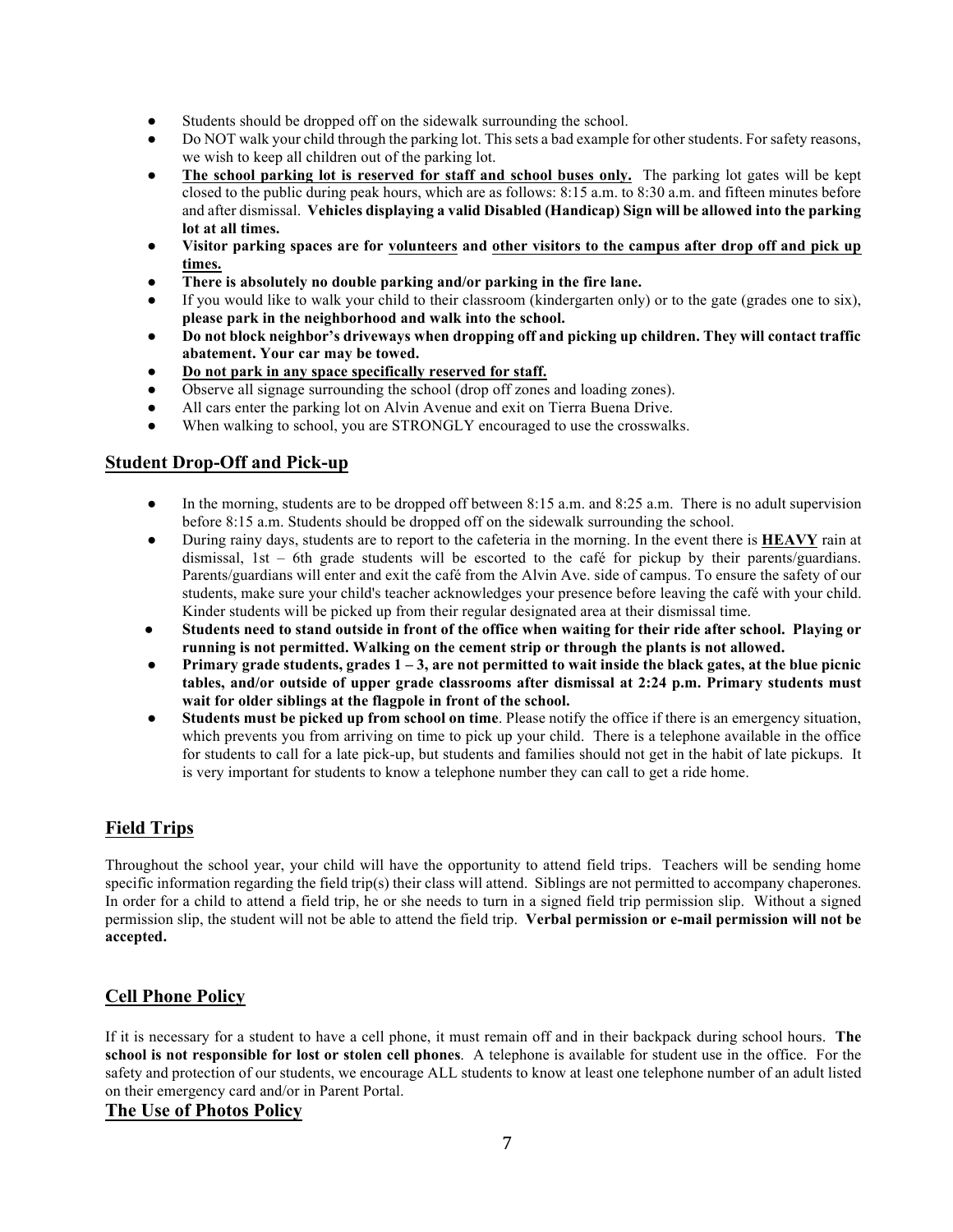- Students should be dropped off on the sidewalk surrounding the school.
- Do NOT walk your child through the parking lot. This sets a bad example for other students. For safety reasons, we wish to keep all children out of the parking lot.
- **The school parking lot is reserved for staff and school buses only.** The parking lot gates will be kept closed to the public during peak hours, which are as follows: 8:15 a.m. to 8:30 a.m. and fifteen minutes before and after dismissal. **Vehicles displaying a valid Disabled (Handicap) Sign will be allowed into the parking lot at all times.**
- **Visitor parking spaces are for volunteers and other visitors to the campus after drop off and pick up times.**
- **There is absolutely no double parking and/or parking in the fire lane.**
- If you would like to walk your child to their classroom (kindergarten only) or to the gate (grades one to six), **please park in the neighborhood and walk into the school.**
- **Do not block neighbor's driveways when dropping off and picking up children. They will contact traffic abatement. Your car may be towed.**
- **Do not park in any space specifically reserved for staff.**
- Observe all signage surrounding the school (drop off zones and loading zones).
- All cars enter the parking lot on Alvin Avenue and exit on Tierra Buena Drive.
- When walking to school, you are STRONGLY encouraged to use the crosswalks.

## Student Drop-Off and Pick-up

- In the morning, students are to be dropped off between 8:15 a.m. and 8:25 a.m. There is no adult supervision before 8:15 a.m. Students should be dropped off on the sidewalk surrounding the school.
- During rainy days, students are to report to the cafeteria in the morning. In the event there is **HEAVY** rain at dismissal, 1st – 6th grade students will be escorted to the café for pickup by their parents/guardians. Parents/guardians will enter and exit the café from the Alvin Ave. side of campus. To ensure the safety of our students, make sure your child's teacher acknowledges your presence before leaving the café with your child. Kinder students will be picked up from their regular designated area at their dismissal time.
- **Students need to stand outside in front of the office when waiting for their ride after school. Playing or running is not permitted. Walking on the cement strip or through the plants is not allowed.**
- **Primary grade students, grades 1 – 3, are not permitted to wait inside the black gates, at the blue picnic tables, and/or outside of upper grade classrooms after dismissal at 2:24 p.m. Primary students must wait for older siblings at the flagpole in front of the school.**
- **Students must be picked up from school on time**. Please notify the office if there is an emergency situation, which prevents you from arriving on time to pick up your child. There is a telephone available in the office for students to call for a late pick-up, but students and families should not get in the habit of late pickups. It is very important for students to know a telephone number they can call to get a ride home.

## Field Trips

Throughout the school year, your child will have the opportunity to attend field trips. Teachers will be sending home specific information regarding the field trip(s) their class will attend. Siblings are not permitted to accompany chaperones. In order for a child to attend a field trip, he or she needs to turn in a signed field trip permission slip. Without a signed permission slip, the student will not be able to attend the field trip. **Verbal permission or e-mail permission will not be accepted.**

## Cell Phone Policy

If it is necessary for a student to have a cell phone, it must remain off and in their backpack during school hours. **The school is not responsible for lost or stolen cell phones**. A telephone is available for student use in the office. For the safety and protection of our students, we encourage ALL students to know at least one telephone number of an adult listed on their emergency card and/or in Parent Portal.

## The Use of Photos Policy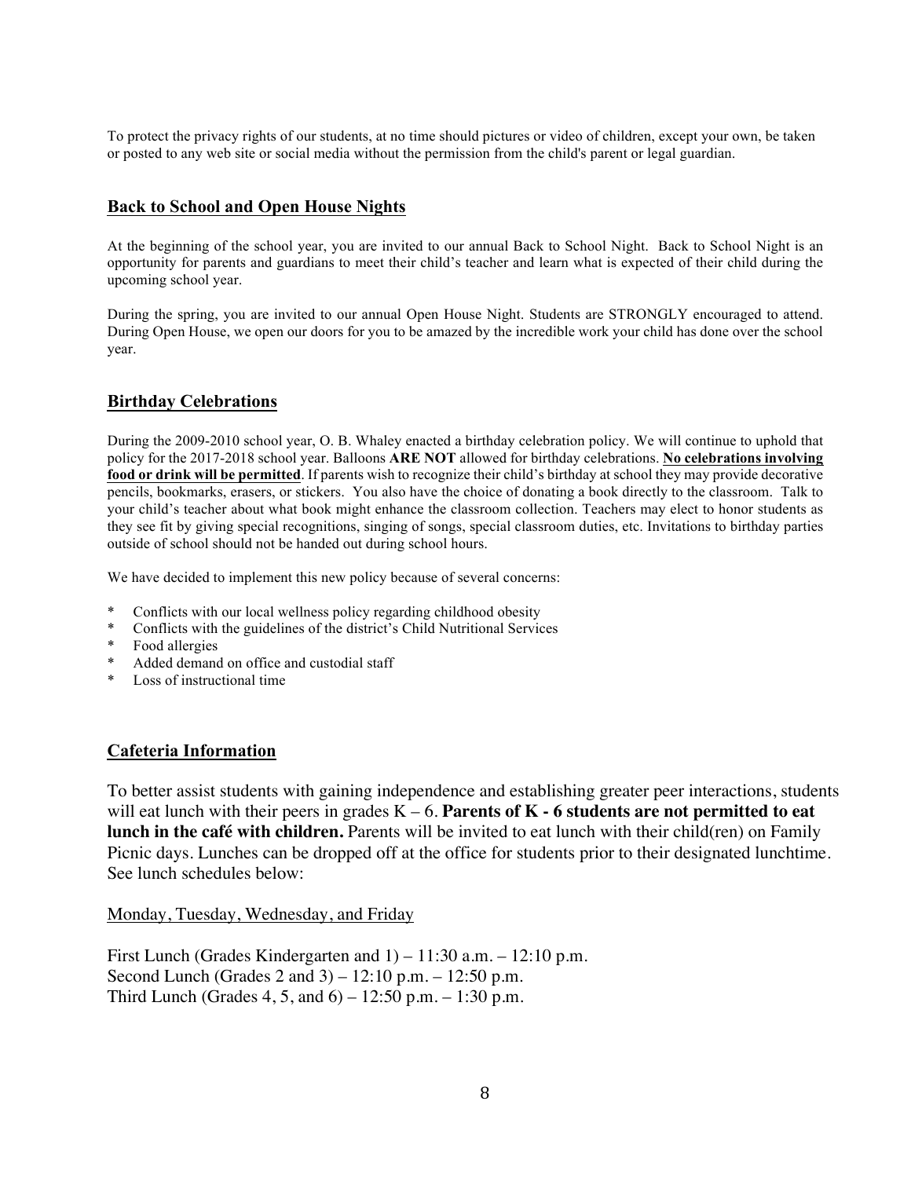To protect the privacy rights of our students, at no time should pictures or video of children, except your own, be taken or posted to any web site or social media without the permission from the child's parent or legal guardian.

## Back to School and Open House Nights

At the beginning of the school year, you are invited to our annual Back to School Night. Back to School Night is an opportunity for parents and guardians to meet their child's teacher and learn what is expected of their child during the upcoming school year.

During the spring, you are invited to our annual Open House Night. Students are STRONGLY encouraged to attend. During Open House, we open our doors for you to be amazed by the incredible work your child has done over the school year.

## Birthday Celebrations

During the 2009-2010 school year, O. B. Whaley enacted a birthday celebration policy. We will continue to uphold that policy for the 2017-2018 school year. Balloons **ARE NOT** allowed for birthday celebrations. **No celebrations involving food or drink will be permitted**. If parents wish to recognize their child's birthday at school they may provide decorative pencils, bookmarks, erasers, or stickers. You also have the choice of donating a book directly to the classroom. Talk to your child's teacher about what book might enhance the classroom collection. Teachers may elect to honor students as they see fit by giving special recognitions, singing of songs, special classroom duties, etc. Invitations to birthday parties outside of school should not be handed out during school hours.

We have decided to implement this new policy because of several concerns:

* Conflicts with our local wellness policy regarding childhood obesity
* Conflicts with the guidelines of the district's Child Nutritional Services
* Food allergies
* Added demand on office and custodial staff
* Loss of instructional time

## Cafeteria Information

To better assist students with gaining independence and establishing greater peer interactions, students will eat lunch with their peers in grades K – 6. **Parents of K - 6 students are not permitted to eat lunch in the café with children.** Parents will be invited to eat lunch with their child(ren) on Family Picnic days. Lunches can be dropped off at the office for students prior to their designated lunchtime. See lunch schedules below:

Monday, Tuesday, Wednesday, and Friday

First Lunch (Grades Kindergarten and 1) – 11:30 a.m. – 12:10 p.m.
Second Lunch (Grades 2 and 3) – 12:10 p.m. – 12:50 p.m.
Third Lunch (Grades 4, 5, and 6) – 12:50 p.m. – 1:30 p.m.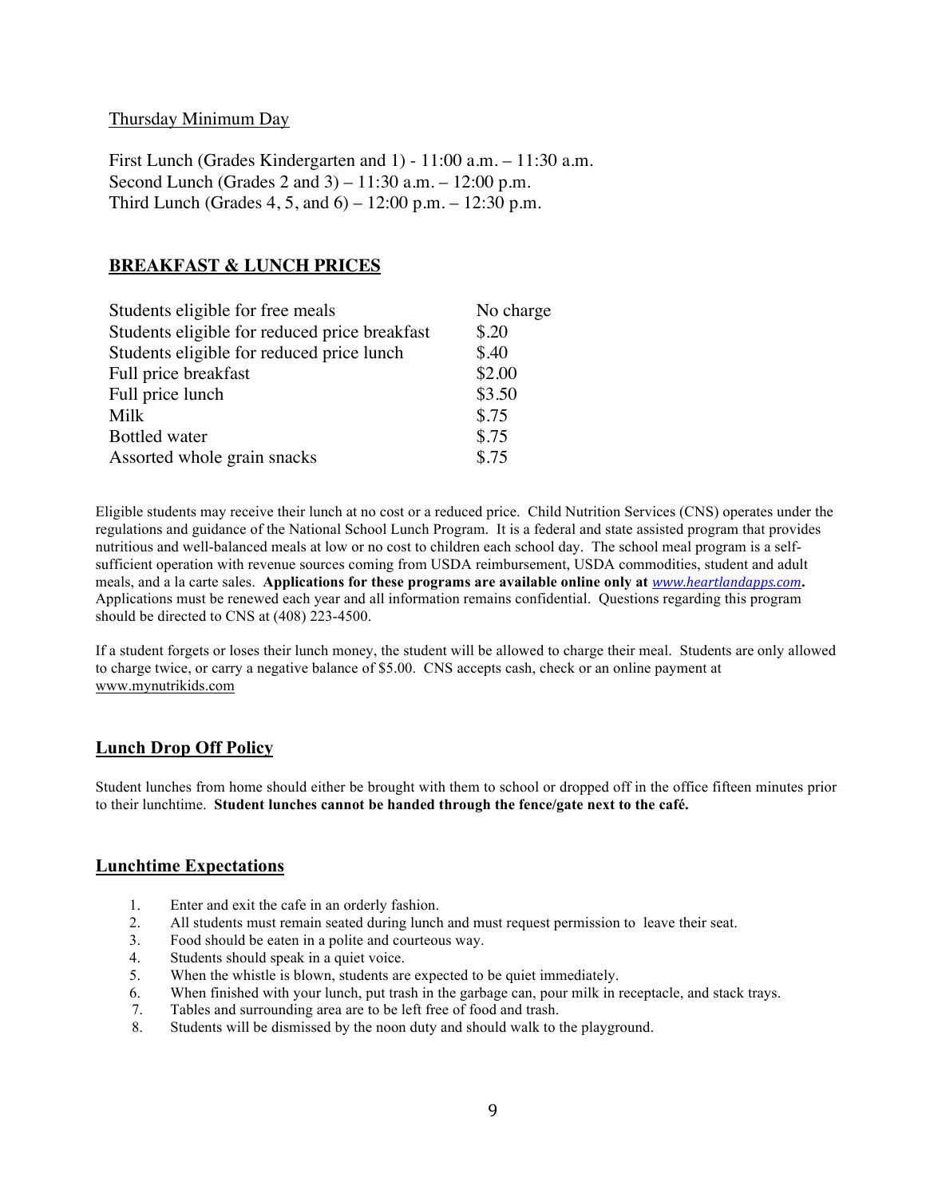Thursday Minimum Day

First Lunch (Grades Kindergarten and 1) - 11:00 a.m. – 11:30 a.m.
Second Lunch (Grades 2 and 3) – 11:30 a.m. – 12:00 p.m.
Third Lunch (Grades 4, 5, and 6) – 12:00 p.m. – 12:30 p.m.

## BREAKFAST & LUNCH PRICES

| | |
|---|---|
| Students eligible for free meals | No charge |
| Students eligible for reduced price breakfast | $.20 |
| Students eligible for reduced price lunch | $.40 |
| Full price breakfast | $2.00 |
| Full price lunch | $3.50 |
| Milk | $.75 |
| Bottled water | $.75 |
| Assorted whole grain snacks | $.75 |

Eligible students may receive their lunch at no cost or a reduced price. Child Nutrition Services (CNS) operates under the regulations and guidance of the National School Lunch Program. It is a federal and state assisted program that provides nutritious and well-balanced meals at low or no cost to children each school day. The school meal program is a self-sufficient operation with revenue sources coming from USDA reimbursement, USDA commodities, student and adult meals, and a la carte sales. **Applications for these programs are available online only at *www.heartlandapps.com*.** Applications must be renewed each year and all information remains confidential. Questions regarding this program should be directed to CNS at (408) 223-4500.

If a student forgets or loses their lunch money, the student will be allowed to charge their meal. Students are only allowed to charge twice, or carry a negative balance of $5.00. CNS accepts cash, check or an online payment at www.mynutrikids.com

## Lunch Drop Off Policy

Student lunches from home should either be brought with them to school or dropped off in the office fifteen minutes prior to their lunchtime. **Student lunches cannot be handed through the fence/gate next to the café.**

## Lunchtime Expectations

1. Enter and exit the cafe in an orderly fashion.
2. All students must remain seated during lunch and must request permission to leave their seat.
3. Food should be eaten in a polite and courteous way.
4. Students should speak in a quiet voice.
5. When the whistle is blown, students are expected to be quiet immediately.
6. When finished with your lunch, put trash in the garbage can, pour milk in receptacle, and stack trays.
7. Tables and surrounding area are to be left free of food and trash.
8. Students will be dismissed by the noon duty and should walk to the playground.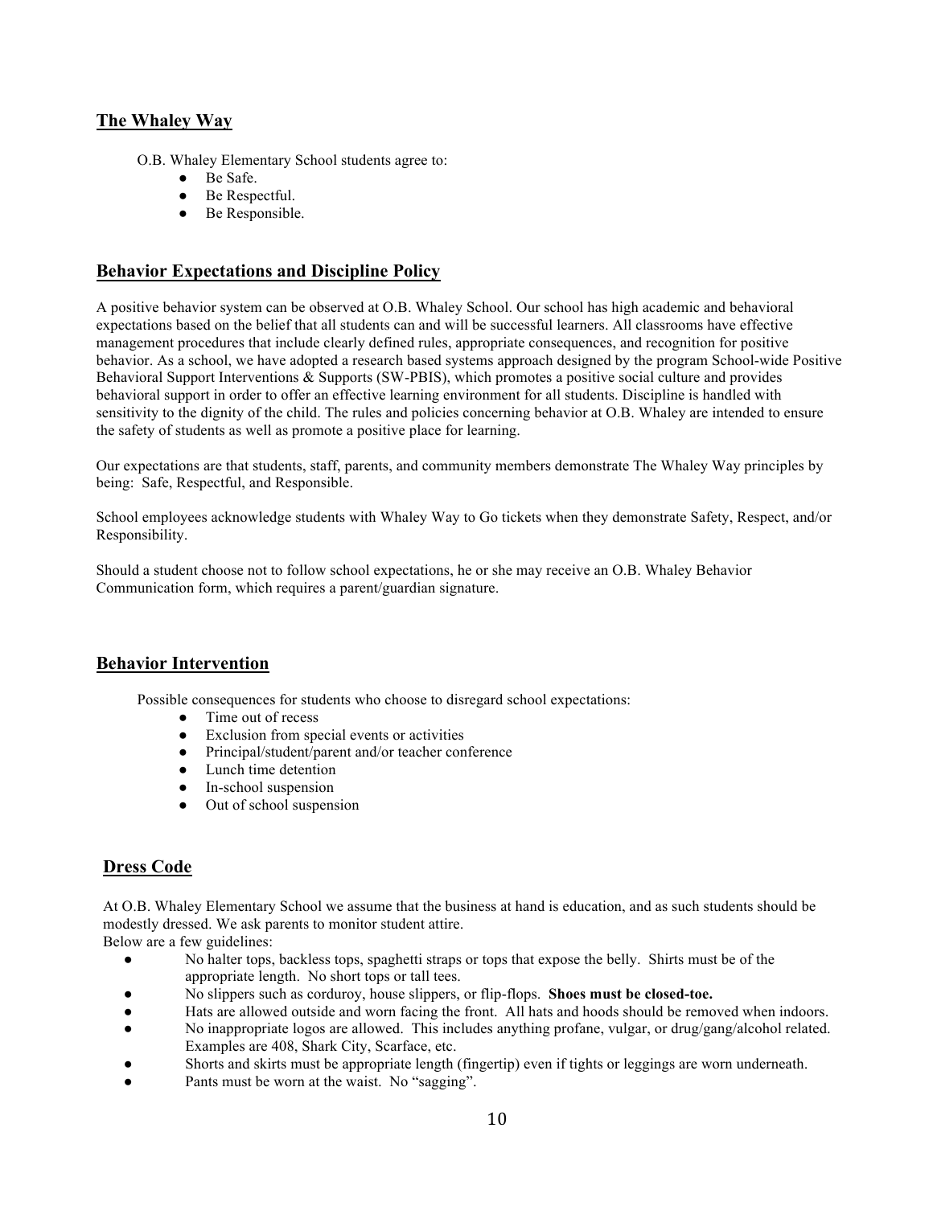## The Whaley Way

O.B. Whaley Elementary School students agree to:

- Be Safe.
- Be Respectful.
- Be Responsible.

## Behavior Expectations and Discipline Policy

A positive behavior system can be observed at O.B. Whaley School. Our school has high academic and behavioral expectations based on the belief that all students can and will be successful learners. All classrooms have effective management procedures that include clearly defined rules, appropriate consequences, and recognition for positive behavior. As a school, we have adopted a research based systems approach designed by the program School-wide Positive Behavioral Support Interventions & Supports (SW-PBIS), which promotes a positive social culture and provides behavioral support in order to offer an effective learning environment for all students. Discipline is handled with sensitivity to the dignity of the child. The rules and policies concerning behavior at O.B. Whaley are intended to ensure the safety of students as well as promote a positive place for learning.

Our expectations are that students, staff, parents, and community members demonstrate The Whaley Way principles by being: Safe, Respectful, and Responsible.

School employees acknowledge students with Whaley Way to Go tickets when they demonstrate Safety, Respect, and/or Responsibility.

Should a student choose not to follow school expectations, he or she may receive an O.B. Whaley Behavior Communication form, which requires a parent/guardian signature.

## Behavior Intervention

Possible consequences for students who choose to disregard school expectations:

- Time out of recess
- Exclusion from special events or activities
- Principal/student/parent and/or teacher conference
- Lunch time detention
- In-school suspension
- Out of school suspension

## Dress Code

At O.B. Whaley Elementary School we assume that the business at hand is education, and as such students should be modestly dressed. We ask parents to monitor student attire.
Below are a few guidelines:

- No halter tops, backless tops, spaghetti straps or tops that expose the belly. Shirts must be of the appropriate length. No short tops or tall tees.
- No slippers such as corduroy, house slippers, or flip-flops. **Shoes must be closed-toe.**
- Hats are allowed outside and worn facing the front. All hats and hoods should be removed when indoors.
- No inappropriate logos are allowed. This includes anything profane, vulgar, or drug/gang/alcohol related. Examples are 408, Shark City, Scarface, etc.
- Shorts and skirts must be appropriate length (fingertip) even if tights or leggings are worn underneath.
- Pants must be worn at the waist. No "sagging".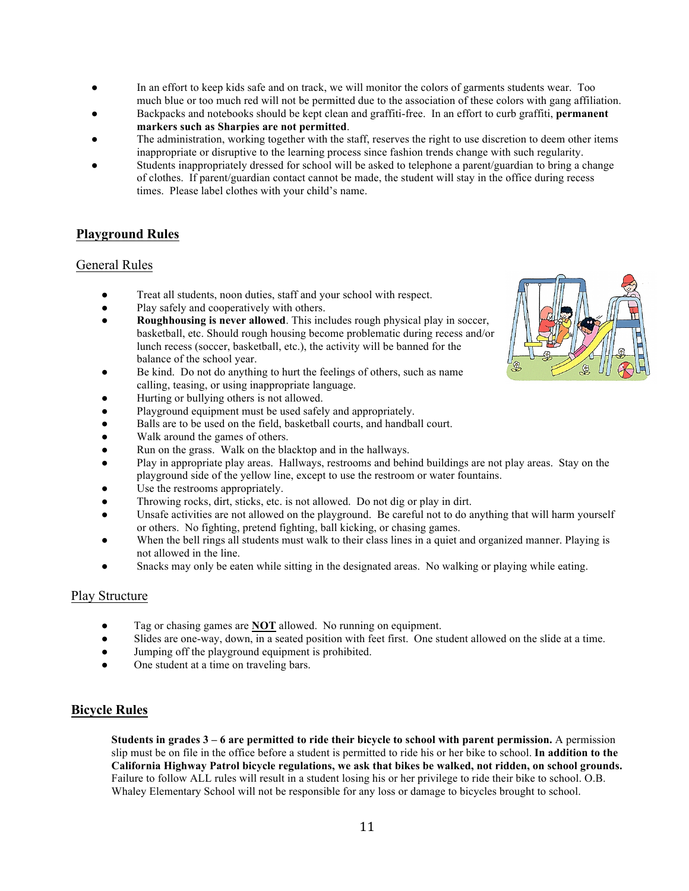- In an effort to keep kids safe and on track, we will monitor the colors of garments students wear. Too much blue or too much red will not be permitted due to the association of these colors with gang affiliation.
- Backpacks and notebooks should be kept clean and graffiti-free. In an effort to curb graffiti, **permanent markers such as Sharpies are not permitted**.
- The administration, working together with the staff, reserves the right to use discretion to deem other items inappropriate or disruptive to the learning process since fashion trends change with such regularity.
- Students inappropriately dressed for school will be asked to telephone a parent/guardian to bring a change of clothes. If parent/guardian contact cannot be made, the student will stay in the office during recess times. Please label clothes with your child's name.

## Playground Rules

### General Rules

- Treat all students, noon duties, staff and your school with respect.
- Play safely and cooperatively with others.
- **Roughhousing is never allowed**. This includes rough physical play in soccer, basketball, etc. Should rough housing become problematic during recess and/or lunch recess (soccer, basketball, etc.), the activity will be banned for the balance of the school year.
- Be kind. Do not do anything to hurt the feelings of others, such as name calling, teasing, or using inappropriate language.
- Hurting or bullying others is not allowed.
- Playground equipment must be used safely and appropriately.
- Balls are to be used on the field, basketball courts, and handball court.
- Walk around the games of others.
- Run on the grass. Walk on the blacktop and in the hallways.
- Play in appropriate play areas. Hallways, restrooms and behind buildings are not play areas. Stay on the playground side of the yellow line, except to use the restroom or water fountains.
- Use the restrooms appropriately.
- Throwing rocks, dirt, sticks, etc. is not allowed. Do not dig or play in dirt.
- Unsafe activities are not allowed on the playground. Be careful not to do anything that will harm yourself or others. No fighting, pretend fighting, ball kicking, or chasing games.
- When the bell rings all students must walk to their class lines in a quiet and organized manner. Playing is not allowed in the line.
- Snacks may only be eaten while sitting in the designated areas. No walking or playing while eating.

### Play Structure

- Tag or chasing games are **NOT** allowed. No running on equipment.
- Slides are one-way, down, in a seated position with feet first. One student allowed on the slide at a time.
- Jumping off the playground equipment is prohibited.
- One student at a time on traveling bars.

## Bicycle Rules

**Students in grades 3 – 6 are permitted to ride their bicycle to school with parent permission.** A permission slip must be on file in the office before a student is permitted to ride his or her bike to school. **In addition to the California Highway Patrol bicycle regulations, we ask that bikes be walked, not ridden, on school grounds.** Failure to follow ALL rules will result in a student losing his or her privilege to ride their bike to school. O.B. Whaley Elementary School will not be responsible for any loss or damage to bicycles brought to school.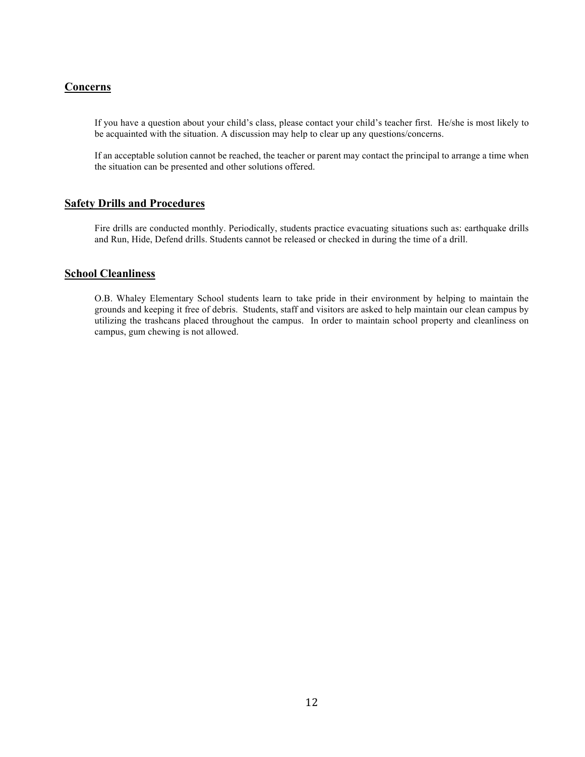## Concerns

If you have a question about your child's class, please contact your child's teacher first. He/she is most likely to be acquainted with the situation. A discussion may help to clear up any questions/concerns.

If an acceptable solution cannot be reached, the teacher or parent may contact the principal to arrange a time when the situation can be presented and other solutions offered.

## Safety Drills and Procedures

Fire drills are conducted monthly. Periodically, students practice evacuating situations such as: earthquake drills and Run, Hide, Defend drills. Students cannot be released or checked in during the time of a drill.

## School Cleanliness

O.B. Whaley Elementary School students learn to take pride in their environment by helping to maintain the grounds and keeping it free of debris. Students, staff and visitors are asked to help maintain our clean campus by utilizing the trashcans placed throughout the campus. In order to maintain school property and cleanliness on campus, gum chewing is not allowed.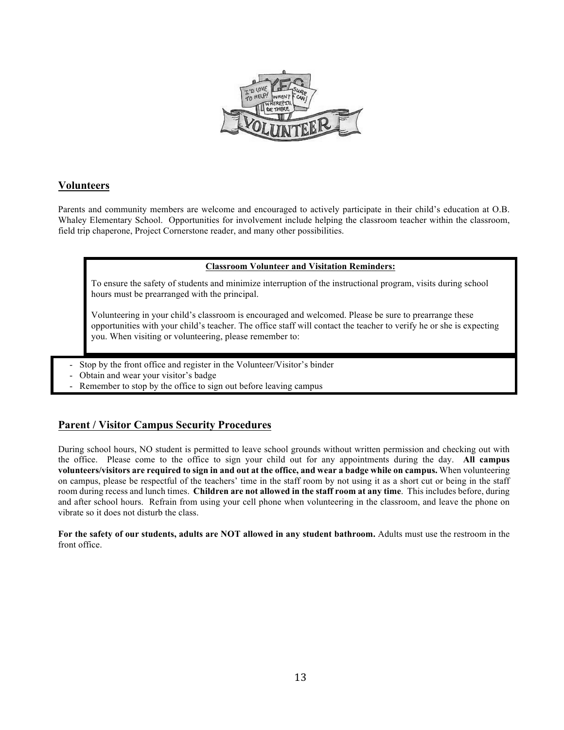## Volunteers

Parents and community members are welcome and encouraged to actively participate in their child's education at O.B. Whaley Elementary School. Opportunities for involvement include helping the classroom teacher within the classroom, field trip chaperone, Project Cornerstone reader, and many other possibilities.

**Classroom Volunteer and Visitation Reminders:**

To ensure the safety of students and minimize interruption of the instructional program, visits during school hours must be prearranged with the principal.

Volunteering in your child's classroom is encouraged and welcomed. Please be sure to prearrange these opportunities with your child's teacher. The office staff will contact the teacher to verify he or she is expecting you. When visiting or volunteering, please remember to:

- Stop by the front office and register in the Volunteer/Visitor's binder
- Obtain and wear your visitor's badge
- Remember to stop by the office to sign out before leaving campus

## Parent / Visitor Campus Security Procedures

During school hours, NO student is permitted to leave school grounds without written permission and checking out with the office. Please come to the office to sign your child out for any appointments during the day. **All campus volunteers/visitors are required to sign in and out at the office, and wear a badge while on campus.** When volunteering on campus, please be respectful of the teachers' time in the staff room by not using it as a short cut or being in the staff room during recess and lunch times. **Children are not allowed in the staff room at any time**. This includes before, during and after school hours. Refrain from using your cell phone when volunteering in the classroom, and leave the phone on vibrate so it does not disturb the class.

**For the safety of our students, adults are NOT allowed in any student bathroom.** Adults must use the restroom in the front office.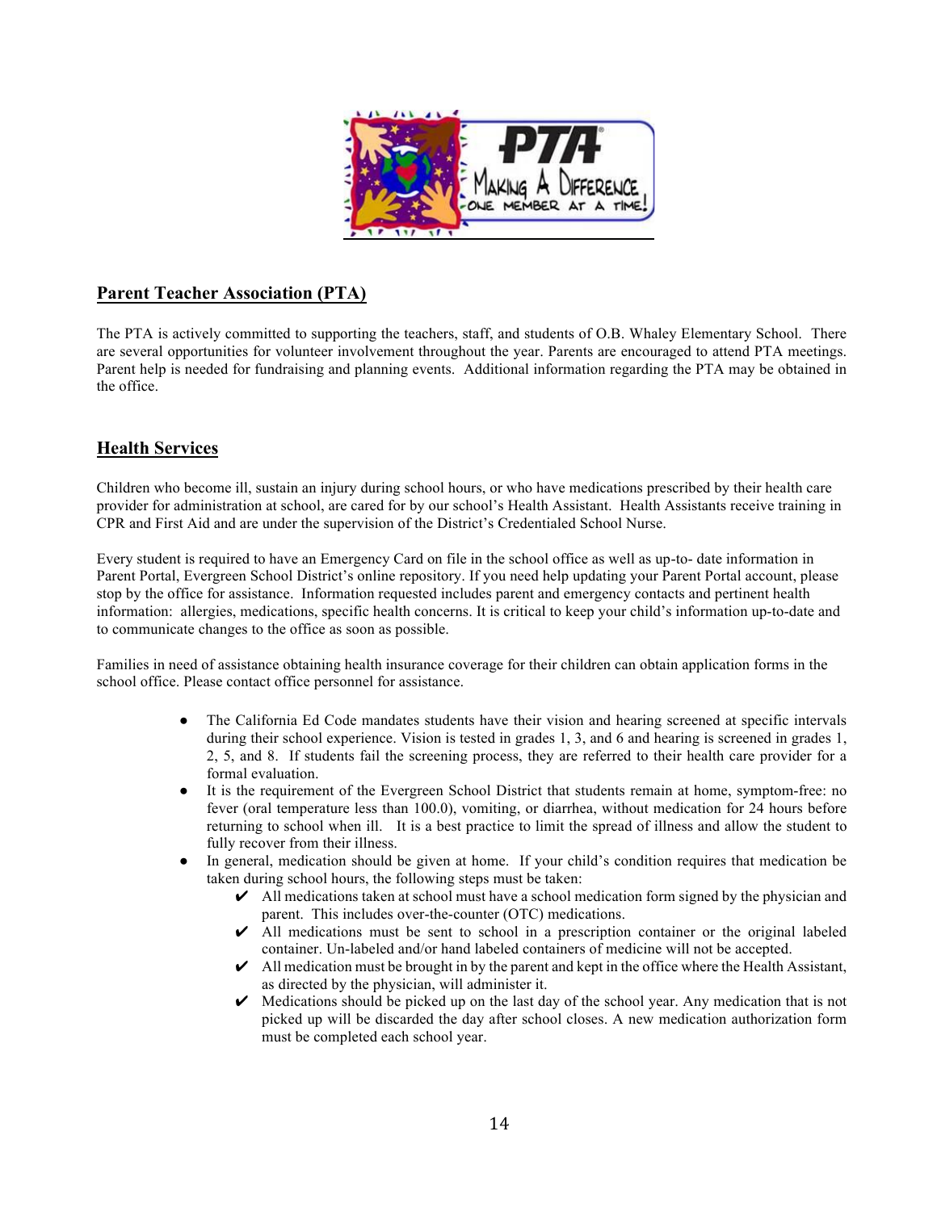## Parent Teacher Association (PTA)

The PTA is actively committed to supporting the teachers, staff, and students of O.B. Whaley Elementary School. There are several opportunities for volunteer involvement throughout the year. Parents are encouraged to attend PTA meetings. Parent help is needed for fundraising and planning events. Additional information regarding the PTA may be obtained in the office.

## Health Services

Children who become ill, sustain an injury during school hours, or who have medications prescribed by their health care provider for administration at school, are cared for by our school's Health Assistant. Health Assistants receive training in CPR and First Aid and are under the supervision of the District's Credentialed School Nurse.

Every student is required to have an Emergency Card on file in the school office as well as up-to- date information in Parent Portal, Evergreen School District's online repository. If you need help updating your Parent Portal account, please stop by the office for assistance. Information requested includes parent and emergency contacts and pertinent health information: allergies, medications, specific health concerns. It is critical to keep your child's information up-to-date and to communicate changes to the office as soon as possible.

Families in need of assistance obtaining health insurance coverage for their children can obtain application forms in the school office. Please contact office personnel for assistance.

- The California Ed Code mandates students have their vision and hearing screened at specific intervals during their school experience. Vision is tested in grades 1, 3, and 6 and hearing is screened in grades 1, 2, 5, and 8. If students fail the screening process, they are referred to their health care provider for a formal evaluation.
- It is the requirement of the Evergreen School District that students remain at home, symptom-free: no fever (oral temperature less than 100.0), vomiting, or diarrhea, without medication for 24 hours before returning to school when ill. It is a best practice to limit the spread of illness and allow the student to fully recover from their illness.
- In general, medication should be given at home. If your child's condition requires that medication be taken during school hours, the following steps must be taken:
  - ✔ All medications taken at school must have a school medication form signed by the physician and parent. This includes over-the-counter (OTC) medications.
  - ✔ All medications must be sent to school in a prescription container or the original labeled container. Un-labeled and/or hand labeled containers of medicine will not be accepted.
  - ✔ All medication must be brought in by the parent and kept in the office where the Health Assistant, as directed by the physician, will administer it.
  - ✔ Medications should be picked up on the last day of the school year. Any medication that is not picked up will be discarded the day after school closes. A new medication authorization form must be completed each school year.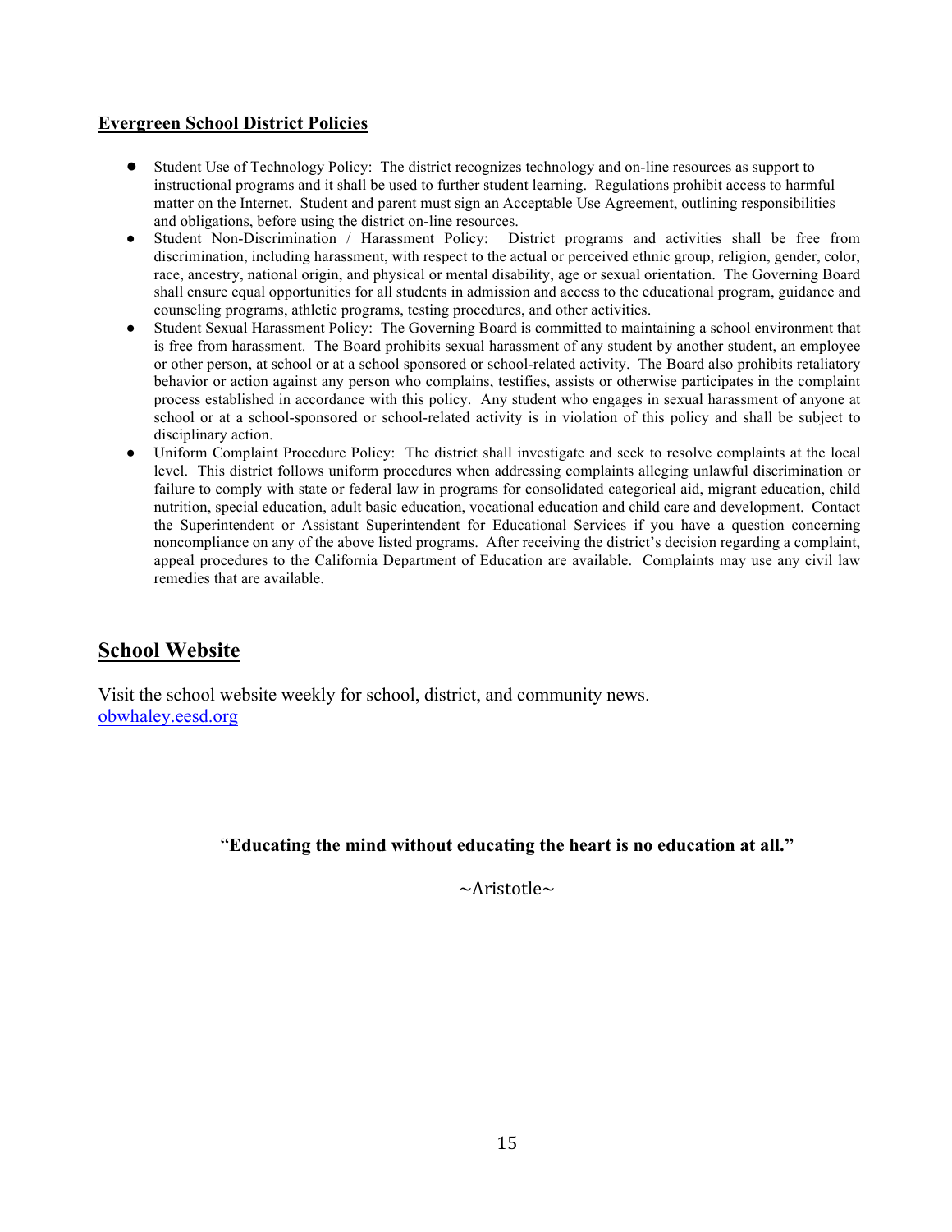## Evergreen School District Policies

- Student Use of Technology Policy: The district recognizes technology and on-line resources as support to instructional programs and it shall be used to further student learning. Regulations prohibit access to harmful matter on the Internet. Student and parent must sign an Acceptable Use Agreement, outlining responsibilities and obligations, before using the district on-line resources.
- Student Non-Discrimination / Harassment Policy: District programs and activities shall be free from discrimination, including harassment, with respect to the actual or perceived ethnic group, religion, gender, color, race, ancestry, national origin, and physical or mental disability, age or sexual orientation. The Governing Board shall ensure equal opportunities for all students in admission and access to the educational program, guidance and counseling programs, athletic programs, testing procedures, and other activities.
- Student Sexual Harassment Policy: The Governing Board is committed to maintaining a school environment that is free from harassment. The Board prohibits sexual harassment of any student by another student, an employee or other person, at school or at a school sponsored or school-related activity. The Board also prohibits retaliatory behavior or action against any person who complains, testifies, assists or otherwise participates in the complaint process established in accordance with this policy. Any student who engages in sexual harassment of anyone at school or at a school-sponsored or school-related activity is in violation of this policy and shall be subject to disciplinary action.
- Uniform Complaint Procedure Policy: The district shall investigate and seek to resolve complaints at the local level. This district follows uniform procedures when addressing complaints alleging unlawful discrimination or failure to comply with state or federal law in programs for consolidated categorical aid, migrant education, child nutrition, special education, adult basic education, vocational education and child care and development. Contact the Superintendent or Assistant Superintendent for Educational Services if you have a question concerning noncompliance on any of the above listed programs. After receiving the district's decision regarding a complaint, appeal procedures to the California Department of Education are available. Complaints may use any civil law remedies that are available.

## School Website

Visit the school website weekly for school, district, and community news.
obwhaley.eesd.org

"**Educating the mind without educating the heart is no education at all.**"

~Aristotle~